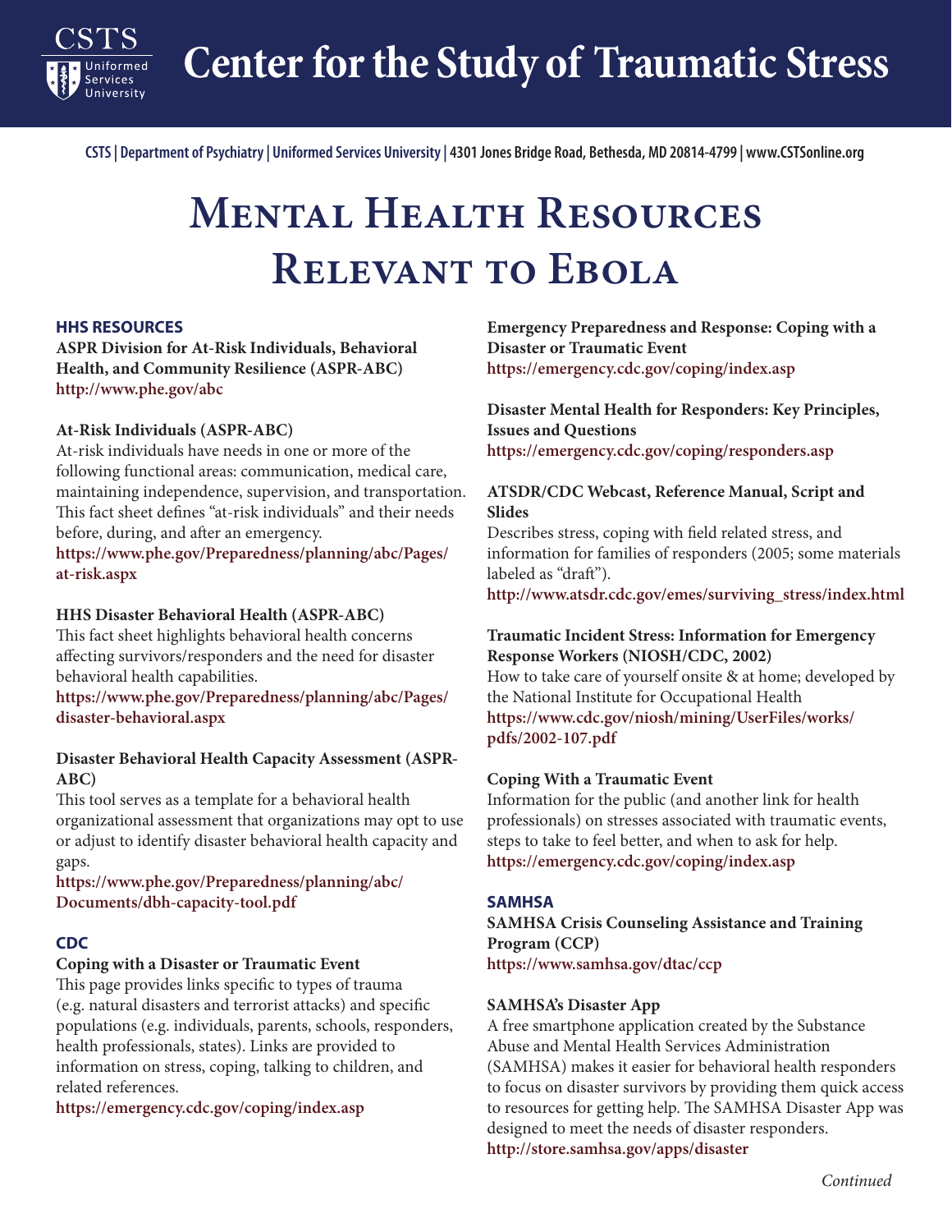# Center for the Study of Traumatic Stress

CSTS | Department of Psychiatry | Uniformed Services University | 4301 Jones Bridge Road, Bethesda, MD 20814-4799 | www.CSTSonline.org

# Mental Health Resources Relevant to Ebola

## HHS RESOURCES

**ASPR Division for At-Risk Individuals, Behavioral Health, and Community Resilience (ASPR-ABC)**
**http://www.phe.gov/abc**

**At-Risk Individuals (ASPR-ABC)**
At-risk individuals have needs in one or more of the following functional areas: communication, medical care, maintaining independence, supervision, and transportation. This fact sheet defines "at-risk individuals" and their needs before, during, and after an emergency.
**https://www.phe.gov/Preparedness/planning/abc/Pages/at-risk.aspx**

**HHS Disaster Behavioral Health (ASPR-ABC)**
This fact sheet highlights behavioral health concerns affecting survivors/responders and the need for disaster behavioral health capabilities.
**https://www.phe.gov/Preparedness/planning/abc/Pages/disaster-behavioral.aspx**

**Disaster Behavioral Health Capacity Assessment (ASPR-ABC)**
This tool serves as a template for a behavioral health organizational assessment that organizations may opt to use or adjust to identify disaster behavioral health capacity and gaps.
**https://www.phe.gov/Preparedness/planning/abc/Documents/dbh-capacity-tool.pdf**

## CDC

**Coping with a Disaster or Traumatic Event**
This page provides links specific to types of trauma (e.g. natural disasters and terrorist attacks) and specific populations (e.g. individuals, parents, schools, responders, health professionals, states). Links are provided to information on stress, coping, talking to children, and related references.
**https://emergency.cdc.gov/coping/index.asp**

**Emergency Preparedness and Response: Coping with a Disaster or Traumatic Event**
**https://emergency.cdc.gov/coping/index.asp**

**Disaster Mental Health for Responders: Key Principles, Issues and Questions**
**https://emergency.cdc.gov/coping/responders.asp**

**ATSDR/CDC Webcast, Reference Manual, Script and Slides**
Describes stress, coping with field related stress, and information for families of responders (2005; some materials labeled as "draft").
**http://www.atsdr.cdc.gov/emes/surviving_stress/index.html**

**Traumatic Incident Stress: Information for Emergency Response Workers (NIOSH/CDC, 2002)**
How to take care of yourself onsite & at home; developed by the National Institute for Occupational Health
**https://www.cdc.gov/niosh/mining/UserFiles/works/pdfs/2002-107.pdf**

**Coping With a Traumatic Event**
Information for the public (and another link for health professionals) on stresses associated with traumatic events, steps to take to feel better, and when to ask for help.
**https://emergency.cdc.gov/coping/index.asp**

## SAMHSA

**SAMHSA Crisis Counseling Assistance and Training Program (CCP)**
**https://www.samhsa.gov/dtac/ccp**

**SAMHSA's Disaster App**
A free smartphone application created by the Substance Abuse and Mental Health Services Administration (SAMHSA) makes it easier for behavioral health responders to focus on disaster survivors by providing them quick access to resources for getting help. The SAMHSA Disaster App was designed to meet the needs of disaster responders.
**http://store.samhsa.gov/apps/disaster**

*Continued*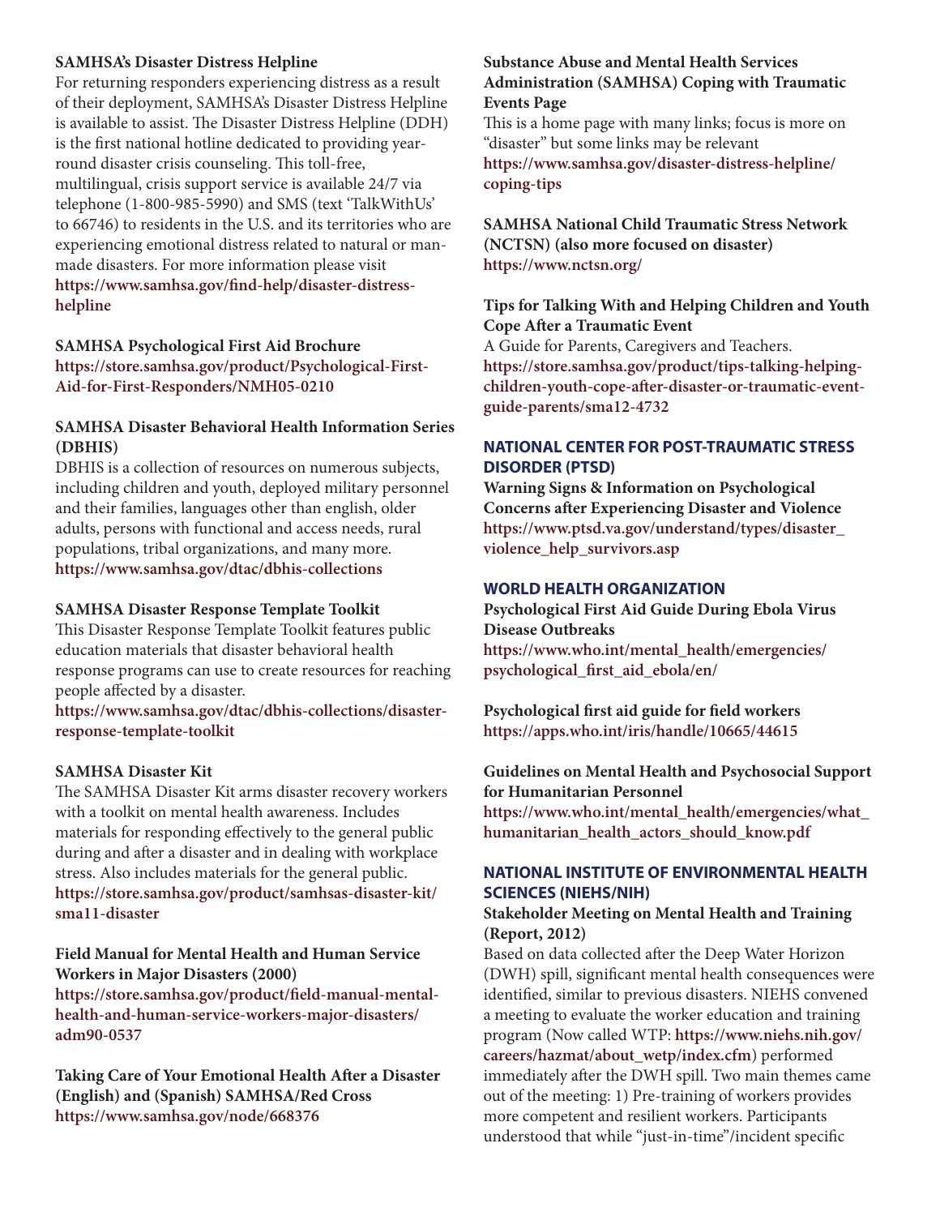**SAMHSA's Disaster Distress Helpline**

For returning responders experiencing distress as a result of their deployment, SAMHSA's Disaster Distress Helpline is available to assist. The Disaster Distress Helpline (DDH) is the first national hotline dedicated to providing year-round disaster crisis counseling. This toll-free, multilingual, crisis support service is available 24/7 via telephone (1-800-985-5990) and SMS (text 'TalkWithUs' to 66746) to residents in the U.S. and its territories who are experiencing emotional distress related to natural or man-made disasters. For more information please visit **https://www.samhsa.gov/find-help/disaster-distress-helpline**

**SAMHSA Psychological First Aid Brochure**
**https://store.samhsa.gov/product/Psychological-First-Aid-for-First-Responders/NMH05-0210**

**SAMHSA Disaster Behavioral Health Information Series (DBHIS)**

DBHIS is a collection of resources on numerous subjects, including children and youth, deployed military personnel and their families, languages other than english, older adults, persons with functional and access needs, rural populations, tribal organizations, and many more.
**https://www.samhsa.gov/dtac/dbhis-collections**

**SAMHSA Disaster Response Template Toolkit**

This Disaster Response Template Toolkit features public education materials that disaster behavioral health response programs can use to create resources for reaching people affected by a disaster.
**https://www.samhsa.gov/dtac/dbhis-collections/disaster-response-template-toolkit**

**SAMHSA Disaster Kit**

The SAMHSA Disaster Kit arms disaster recovery workers with a toolkit on mental health awareness. Includes materials for responding effectively to the general public during and after a disaster and in dealing with workplace stress. Also includes materials for the general public.
**https://store.samhsa.gov/product/samhsas-disaster-kit/sma11-disaster**

**Field Manual for Mental Health and Human Service Workers in Major Disasters (2000)**
**https://store.samhsa.gov/product/field-manual-mental-health-and-human-service-workers-major-disasters/adm90-0537**

**Taking Care of Your Emotional Health After a Disaster (English) and (Spanish) SAMHSA/Red Cross**
**https://www.samhsa.gov/node/668376**

**Substance Abuse and Mental Health Services Administration (SAMHSA) Coping with Traumatic Events Page**

This is a home page with many links; focus is more on "disaster" but some links may be relevant
**https://www.samhsa.gov/disaster-distress-helpline/coping-tips**

**SAMHSA National Child Traumatic Stress Network (NCTSN) (also more focused on disaster)**
**https://www.nctsn.org/**

**Tips for Talking With and Helping Children and Youth Cope After a Traumatic Event**

A Guide for Parents, Caregivers and Teachers.
**https://store.samhsa.gov/product/tips-talking-helping-children-youth-cope-after-disaster-or-traumatic-event-guide-parents/sma12-4732**

## NATIONAL CENTER FOR POST-TRAUMATIC STRESS DISORDER (PTSD)

**Warning Signs & Information on Psychological Concerns after Experiencing Disaster and Violence**
**https://www.ptsd.va.gov/understand/types/disaster_violence_help_survivors.asp**

## WORLD HEALTH ORGANIZATION

**Psychological First Aid Guide During Ebola Virus Disease Outbreaks**
**https://www.who.int/mental_health/emergencies/psychological_first_aid_ebola/en/**

**Psychological first aid guide for field workers**
**https://apps.who.int/iris/handle/10665/44615**

**Guidelines on Mental Health and Psychosocial Support for Humanitarian Personnel**
**https://www.who.int/mental_health/emergencies/what_humanitarian_health_actors_should_know.pdf**

## NATIONAL INSTITUTE OF ENVIRONMENTAL HEALTH SCIENCES (NIEHS/NIH)

**Stakeholder Meeting on Mental Health and Training (Report, 2012)**

Based on data collected after the Deep Water Horizon (DWH) spill, significant mental health consequences were identified, similar to previous disasters. NIEHS convened a meeting to evaluate the worker education and training program (Now called WTP: **https://www.niehs.nih.gov/careers/hazmat/about_wetp/index.cfm**) performed immediately after the DWH spill. Two main themes came out of the meeting: 1) Pre-training of workers provides more competent and resilient workers. Participants understood that while "just-in-time"/incident specific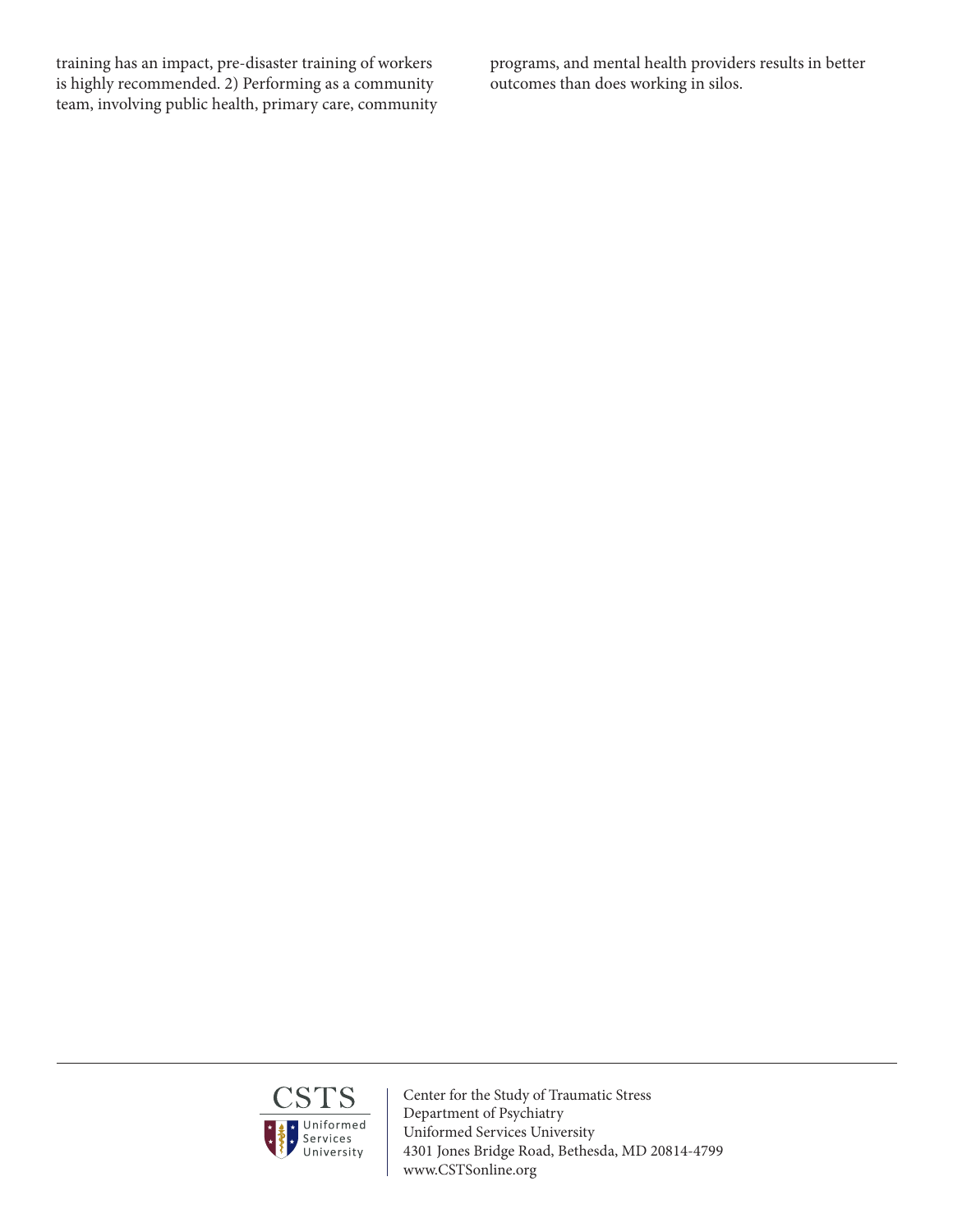training has an impact, pre-disaster training of workers is highly recommended. 2) Performing as a community team, involving public health, primary care, community programs, and mental health providers results in better outcomes than does working in silos.

CSTS | Uniformed Services University

Center for the Study of Traumatic Stress
Department of Psychiatry
Uniformed Services University
4301 Jones Bridge Road, Bethesda, MD 20814-4799
www.CSTSonline.org